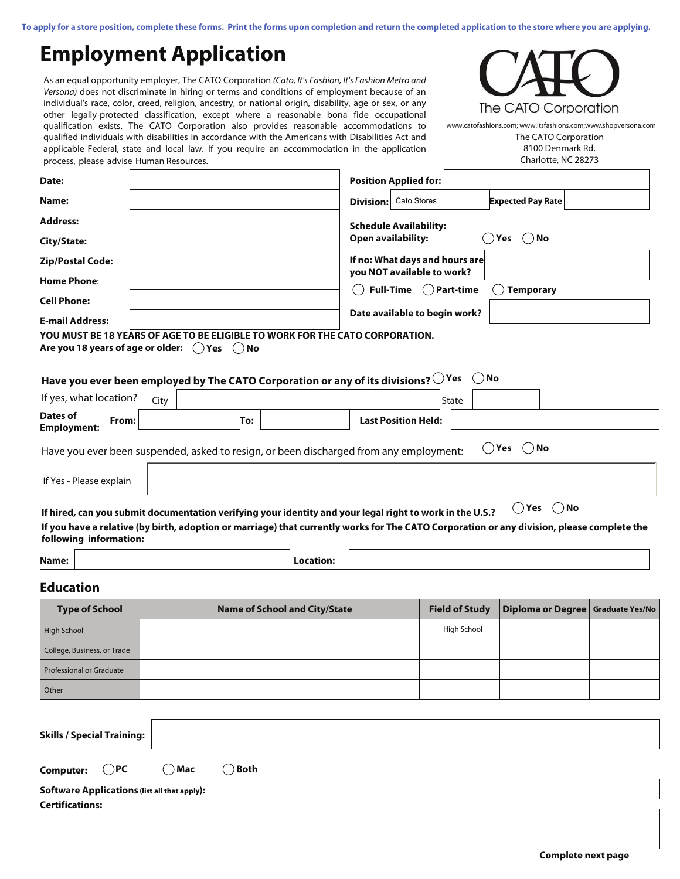To apply for a store position, complete these forms. Print the forms upon completion and return the completed application to the store where you are applying.

# Employment Application

As an equal opportunity employer, The CATO Corporation *(Cato, It's Fashion, It's Fashion Metro and Versona)* does not discriminate in hiring or terms and conditions of employment because of an individual's race, color, creed, religion, ancestry, or national origin, disability, age or sex, or any other legally-protected classification, except where a reasonable bona fide occupational qualification exists. The CATO Corporation also provides reasonable accommodations to qualified individuals with disabilities in accordance with the Americans with Disabilities Act and applicable Federal, state and local law. If you require an accommodation in the application process, please advise Human Resources.

CATO
The CATO Corporation

www.catofashions.com; www.itsfashions.com;www.shopversona.com
The CATO Corporation
8100 Denmark Rd.
Charlotte, NC 28273

**Date:**

**Name:**

**Address:**

**City/State:**

**Zip/Postal Code:**

**Home Phone:**

**Cell Phone:**

**E-mail Address:**

**Position Applied for:**

**Division:** Cato Stores **Expected Pay Rate**

**Schedule Availability:**
**Open availability:** ◯ Yes ◯ No

**If no: What days and hours are you NOT available to work?**

◯ **Full-Time** ◯ **Part-time** ◯ **Temporary**

**Date available to begin work?**

**YOU MUST BE 18 YEARS OF AGE TO BE ELIGIBLE TO WORK FOR THE CATO CORPORATION.**
**Are you 18 years of age or older:** ◯ **Yes** ◯ **No**

**Have you ever been employed by The CATO Corporation or any of its divisions?** ◯ **Yes** ◯ **No**

If yes, what location? City State

**Dates of Employment:** **From:** **To:** **Last Position Held:**

Have you ever been suspended, asked to resign, or been discharged from any employment: ◯ **Yes** ◯ **No**

If Yes - Please explain

**If hired, can you submit documentation verifying your identity and your legal right to work in the U.S.?** ◯ **Yes** ◯ **No**

**If you have a relative (by birth, adoption or marriage) that currently works for The CATO Corporation or any division, please complete the following information:**

**Name:** **Location:**

## Education

| Type of School | Name of School and City/State | Field of Study | Diploma or Degree | Graduate Yes/No |
|---|---|---|---|---|
| High School | | High School | | |
| College, Business, or Trade | | | | |
| Professional or Graduate | | | | |
| Other | | | | |

**Skills / Special Training:**

**Computer:** ◯ **PC** ◯ **Mac** ◯ **Both**

**Software Applications** **(list all that apply):**

**Certifications:**

**Complete next page**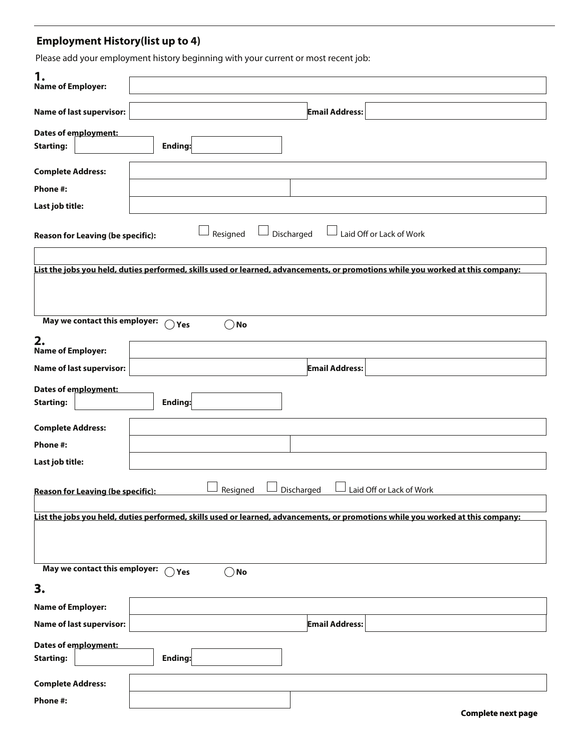## Employment History(list up to 4)

Please add your employment history beginning with your current or most recent job:

### 1.

**Name of Employer:**

**Name of last supervisor:** **Email Address:**

**Dates of employment:**

**Starting:** **Ending:**

**Complete Address:**

**Phone #:**

**Last job title:**

**Reason for Leaving (be specific):** ☐ Resigned ☐ Discharged ☐ Laid Off or Lack of Work

**List the jobs you held, duties performed, skills used or learned, advancements, or promotions while you worked at this company:**

**May we contact this employer:** ◯ **Yes** ◯ **No**

### 2.

**Name of Employer:**

**Name of last supervisor:** **Email Address:**

**Dates of employment:**

**Starting:** **Ending:**

**Complete Address:**

**Phone #:**

**Last job title:**

**Reason for Leaving (be specific):** ☐ Resigned ☐ Discharged ☐ Laid Off or Lack of Work

**List the jobs you held, duties performed, skills used or learned, advancements, or promotions while you worked at this company:**

**May we contact this employer:** ◯ **Yes** ◯ **No**

### 3.

**Name of Employer:**

**Name of last supervisor:** **Email Address:**

**Dates of employment:**

**Starting:** **Ending:**

**Complete Address:**

**Phone #:**

**Complete next page**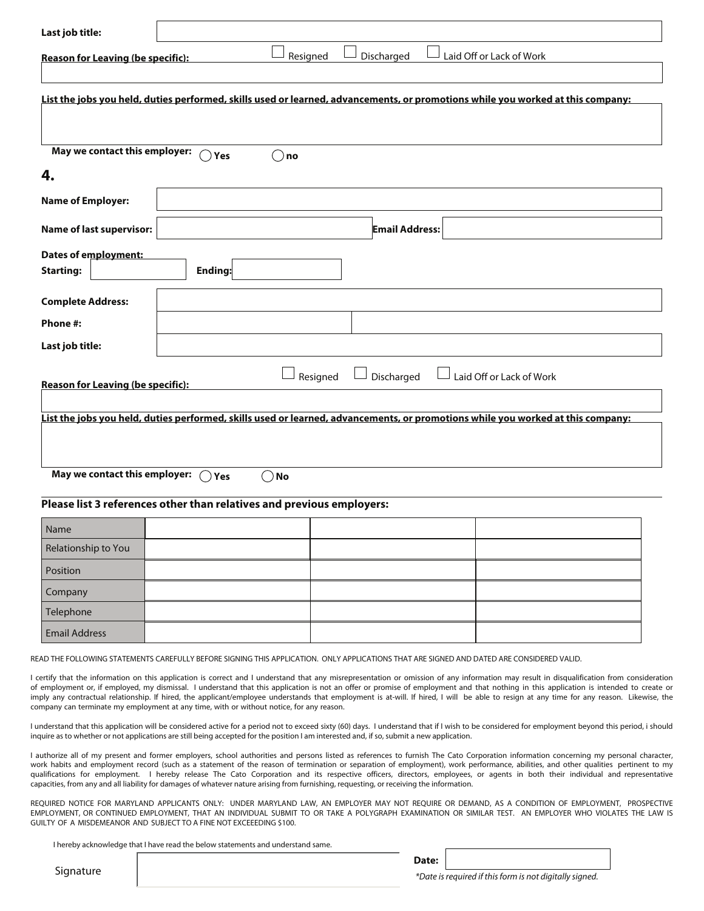**Last job title:**

**Reason for Leaving (be specific):** ☐ Resigned ☐ Discharged ☐ Laid Off or Lack of Work

**List the jobs you held, duties performed, skills used or learned, advancements, or promotions while you worked at this company:**

**May we contact this employer:** ◯ **Yes** ◯ **no**

## 4.

**Name of Employer:**

**Name of last supervisor:** **Email Address:**

**Dates of employment:**
**Starting:** **Ending:**

**Complete Address:**

**Phone #:**

**Last job title:**

**Reason for Leaving (be specific):** ☐ Resigned ☐ Discharged ☐ Laid Off or Lack of Work

**List the jobs you held, duties performed, skills used or learned, advancements, or promotions while you worked at this company:**

**May we contact this employer:** ◯ **Yes** ◯ **No**

**Please list 3 references other than relatives and previous employers:**

| Name | | | |
|---|---|---|---|
| Relationship to You | | | |
| Position | | | |
| Company | | | |
| Telephone | | | |
| Email Address | | | |

READ THE FOLLOWING STATEMENTS CAREFULLY BEFORE SIGNING THIS APPLICATION. ONLY APPLICATIONS THAT ARE SIGNED AND DATED ARE CONSIDERED VALID.

I certify that the information on this application is correct and I understand that any misrepresentation or omission of any information may result in disqualification from consideration of employment or, if employed, my dismissal. I understand that this application is not an offer or promise of employment and that nothing in this application is intended to create or imply any contractual relationship. If hired, the applicant/employee understands that employment is at-will. If hired, I will be able to resign at any time for any reason. Likewise, the company can terminate my employment at any time, with or without notice, for any reason.

I understand that this application will be considered active for a period not to exceed sixty (60) days. I understand that if I wish to be considered for employment beyond this period, i should inquire as to whether or not applications are still being accepted for the position I am interested and, if so, submit a new application.

I authorize all of my present and former employers, school authorities and persons listed as references to furnish The Cato Corporation information concerning my personal character, work habits and employment record (such as a statement of the reason of termination or separation of employment), work performance, abilities, and other qualities pertinent to my qualifications for employment. I hereby release The Cato Corporation and its respective officers, directors, employees, or agents in both their individual and representative capacities, from any and all liability for damages of whatever nature arising from furnishing, requesting, or receiving the information.

REQUIRED NOTICE FOR MARYLAND APPLICANTS ONLY: UNDER MARYLAND LAW, AN EMPLOYER MAY NOT REQUIRE OR DEMAND, AS A CONDITION OF EMPLOYMENT, PROSPECTIVE EMPLOYMENT, OR CONTINUED EMPLOYMENT, THAT AN INDIVIDUAL SUBMIT TO OR TAKE A POLYGRAPH EXAMINATION OR SIMILAR TEST. AN EMPLOYER WHO VIOLATES THE LAW IS GUILTY OF A MISDEMEANOR AND SUBJECT TO A FINE NOT EXCEEEDING $100.

I hereby acknowledge that I have read the below statements and understand same.

Signature

**Date:**

*\*Date is required if this form is not digitally signed.*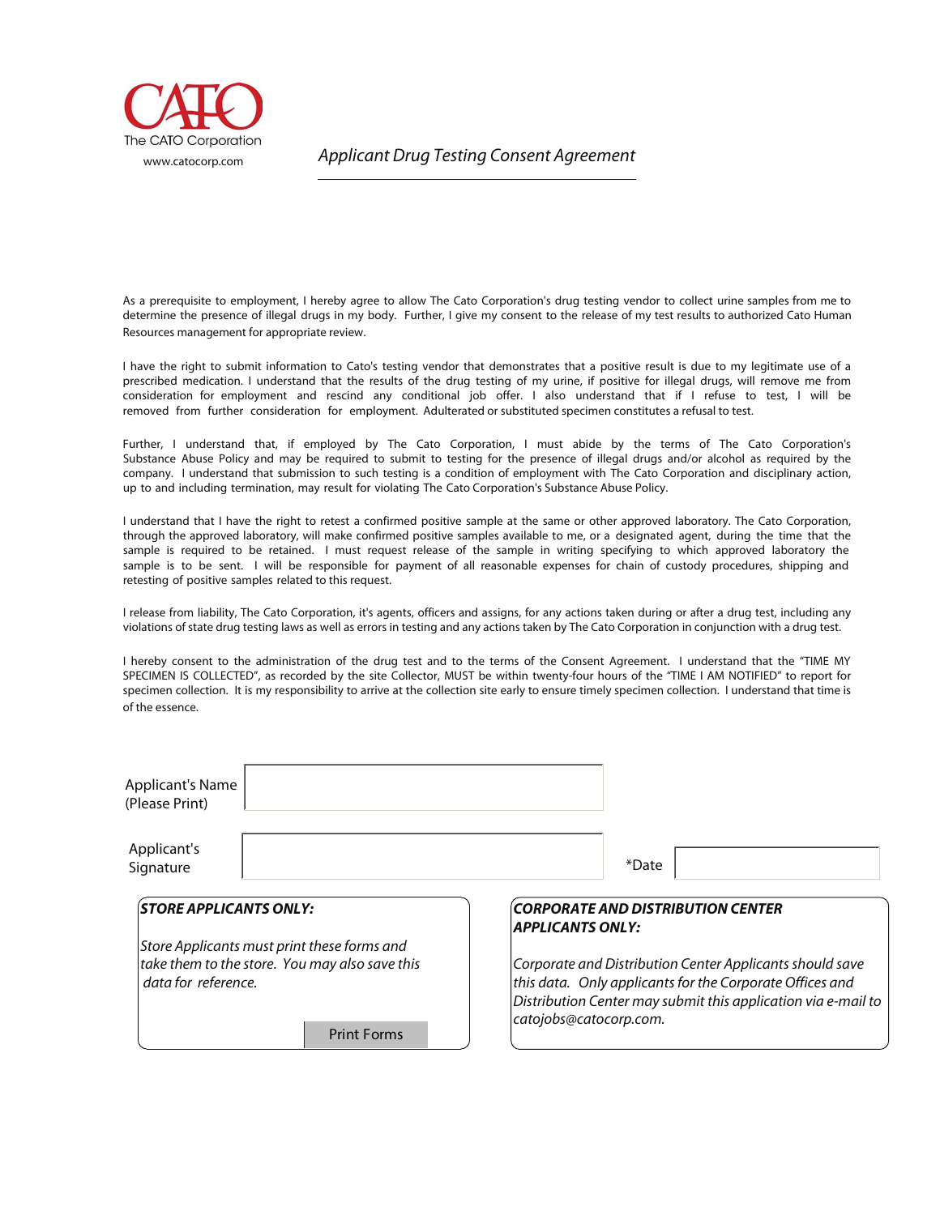The CATO Corporation

www.catocorp.com

*Applicant Drug Testing Consent Agreement*

As a prerequisite to employment, I hereby agree to allow The Cato Corporation's drug testing vendor to collect urine samples from me to determine the presence of illegal drugs in my body. Further, I give my consent to the release of my test results to authorized Cato Human Resources management for appropriate review.

I have the right to submit information to Cato's testing vendor that demonstrates that a positive result is due to my legitimate use of a prescribed medication. I understand that the results of the drug testing of my urine, if positive for illegal drugs, will remove me from consideration for employment and rescind any conditional job offer. I also understand that if I refuse to test, I will be removed from further consideration for employment. Adulterated or substituted specimen constitutes a refusal to test.

Further, I understand that, if employed by The Cato Corporation, I must abide by the terms of The Cato Corporation's Substance Abuse Policy and may be required to submit to testing for the presence of illegal drugs and/or alcohol as required by the company. I understand that submission to such testing is a condition of employment with The Cato Corporation and disciplinary action, up to and including termination, may result for violating The Cato Corporation's Substance Abuse Policy.

I understand that I have the right to retest a confirmed positive sample at the same or other approved laboratory. The Cato Corporation, through the approved laboratory, will make confirmed positive samples available to me, or a designated agent, during the time that the sample is required to be retained. I must request release of the sample in writing specifying to which approved laboratory the sample is to be sent. I will be responsible for payment of all reasonable expenses for chain of custody procedures, shipping and retesting of positive samples related to this request.

I release from liability, The Cato Corporation, it's agents, officers and assigns, for any actions taken during or after a drug test, including any violations of state drug testing laws as well as errors in testing and any actions taken by The Cato Corporation in conjunction with a drug test.

I hereby consent to the administration of the drug test and to the terms of the Consent Agreement. I understand that the "TIME MY SPECIMEN IS COLLECTED", as recorded by the site Collector, MUST be within twenty-four hours of the "TIME I AM NOTIFIED" to report for specimen collection. It is my responsibility to arrive at the collection site early to ensure timely specimen collection. I understand that time is of the essence.

Applicant's Name (Please Print) ____________________

Applicant's Signature ____________________ *Date __________

***STORE APPLICANTS ONLY:***

*Store Applicants must print these forms and take them to the store. You may also save this data for reference.*

Print Forms

***CORPORATE AND DISTRIBUTION CENTER APPLICANTS ONLY:***

*Corporate and Distribution Center Applicants should save this data. Only applicants for the Corporate Offices and Distribution Center may submit this application via e-mail to catojobs@catocorp.com.*